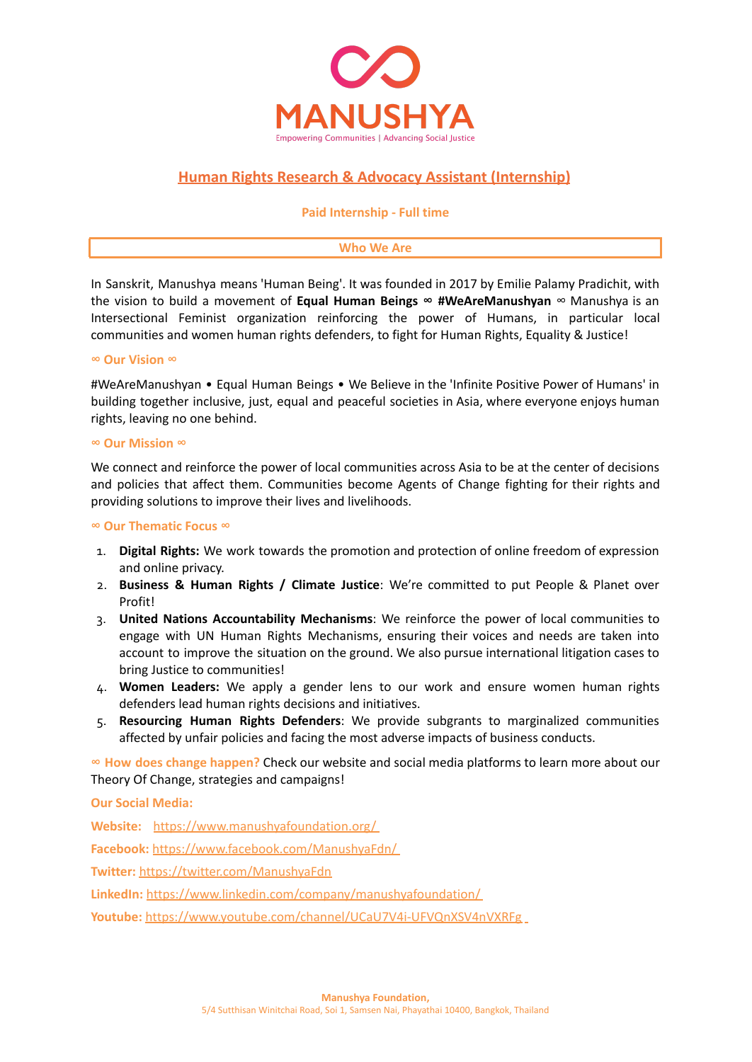# MANUSHYA

Empowering Communities | Advancing Social Justice

## Human Rights Research & Advocacy Assistant (Internship)

**Paid Internship - Full time**

### Who We Are

In Sanskrit, Manushya means 'Human Being'. It was founded in 2017 by Emilie Palamy Pradichit, with the vision to build a movement of **Equal Human Beings ∞ #WeAreManushyan** ∞ Manushya is an Intersectional Feminist organization reinforcing the power of Humans, in particular local communities and women human rights defenders, to fight for Human Rights, Equality & Justice!

**∞ Our Vision ∞**

#WeAreManushyan • Equal Human Beings • We Believe in the 'Infinite Positive Power of Humans' in building together inclusive, just, equal and peaceful societies in Asia, where everyone enjoys human rights, leaving no one behind.

**∞ Our Mission ∞**

We connect and reinforce the power of local communities across Asia to be at the center of decisions and policies that affect them. Communities become Agents of Change fighting for their rights and providing solutions to improve their lives and livelihoods.

**∞ Our Thematic Focus ∞**

1. **Digital Rights:** We work towards the promotion and protection of online freedom of expression and online privacy.
2. **Business & Human Rights / Climate Justice**: We're committed to put People & Planet over Profit!
3. **United Nations Accountability Mechanisms**: We reinforce the power of local communities to engage with UN Human Rights Mechanisms, ensuring their voices and needs are taken into account to improve the situation on the ground. We also pursue international litigation cases to bring Justice to communities!
4. **Women Leaders:** We apply a gender lens to our work and ensure women human rights defenders lead human rights decisions and initiatives.
5. **Resourcing Human Rights Defenders**: We provide subgrants to marginalized communities affected by unfair policies and facing the most adverse impacts of business conducts.

**∞ How does change happen?** Check our website and social media platforms to learn more about our Theory Of Change, strategies and campaigns!

**Our Social Media:**

**Website:** https://www.manushyafoundation.org/

**Facebook:** https://www.facebook.com/ManushyaFdn/

**Twitter:** https://twitter.com/ManushyaFdn

**LinkedIn:** https://www.linkedin.com/company/manushyafoundation/

**Youtube:** https://www.youtube.com/channel/UCaU7V4i-UFVQnXSV4nVXRFg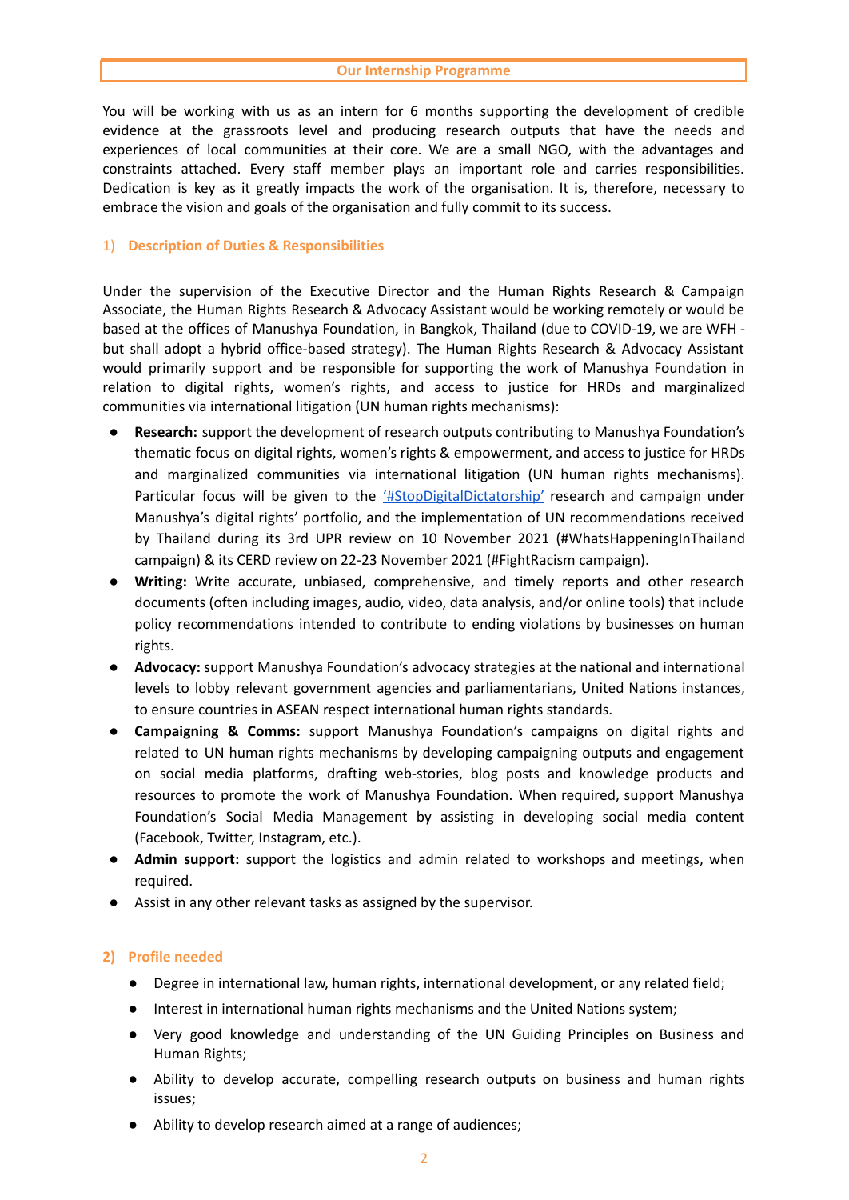## Our Internship Programme

You will be working with us as an intern for 6 months supporting the development of credible evidence at the grassroots level and producing research outputs that have the needs and experiences of local communities at their core. We are a small NGO, with the advantages and constraints attached. Every staff member plays an important role and carries responsibilities. Dedication is key as it greatly impacts the work of the organisation. It is, therefore, necessary to embrace the vision and goals of the organisation and fully commit to its success.

### 1) Description of Duties & Responsibilities

Under the supervision of the Executive Director and the Human Rights Research & Campaign Associate, the Human Rights Research & Advocacy Assistant would be working remotely or would be based at the offices of Manushya Foundation, in Bangkok, Thailand (due to COVID-19, we are WFH - but shall adopt a hybrid office-based strategy). The Human Rights Research & Advocacy Assistant would primarily support and be responsible for supporting the work of Manushya Foundation in relation to digital rights, women's rights, and access to justice for HRDs and marginalized communities via international litigation (UN human rights mechanisms):

- **Research:** support the development of research outputs contributing to Manushya Foundation's thematic focus on digital rights, women's rights & empowerment, and access to justice for HRDs and marginalized communities via international litigation (UN human rights mechanisms). Particular focus will be given to the '#StopDigitalDictatorship' research and campaign under Manushya's digital rights' portfolio, and the implementation of UN recommendations received by Thailand during its 3rd UPR review on 10 November 2021 (#WhatsHappeningInThailand campaign) & its CERD review on 22-23 November 2021 (#FightRacism campaign).
- **Writing:** Write accurate, unbiased, comprehensive, and timely reports and other research documents (often including images, audio, video, data analysis, and/or online tools) that include policy recommendations intended to contribute to ending violations by businesses on human rights.
- **Advocacy:** support Manushya Foundation's advocacy strategies at the national and international levels to lobby relevant government agencies and parliamentarians, United Nations instances, to ensure countries in ASEAN respect international human rights standards.
- **Campaigning & Comms:** support Manushya Foundation's campaigns on digital rights and related to UN human rights mechanisms by developing campaigning outputs and engagement on social media platforms, drafting web-stories, blog posts and knowledge products and resources to promote the work of Manushya Foundation. When required, support Manushya Foundation's Social Media Management by assisting in developing social media content (Facebook, Twitter, Instagram, etc.).
- **Admin support:** support the logistics and admin related to workshops and meetings, when required.
- Assist in any other relevant tasks as assigned by the supervisor.

### 2) Profile needed

- Degree in international law, human rights, international development, or any related field;
- Interest in international human rights mechanisms and the United Nations system;
- Very good knowledge and understanding of the UN Guiding Principles on Business and Human Rights;
- Ability to develop accurate, compelling research outputs on business and human rights issues;
- Ability to develop research aimed at a range of audiences;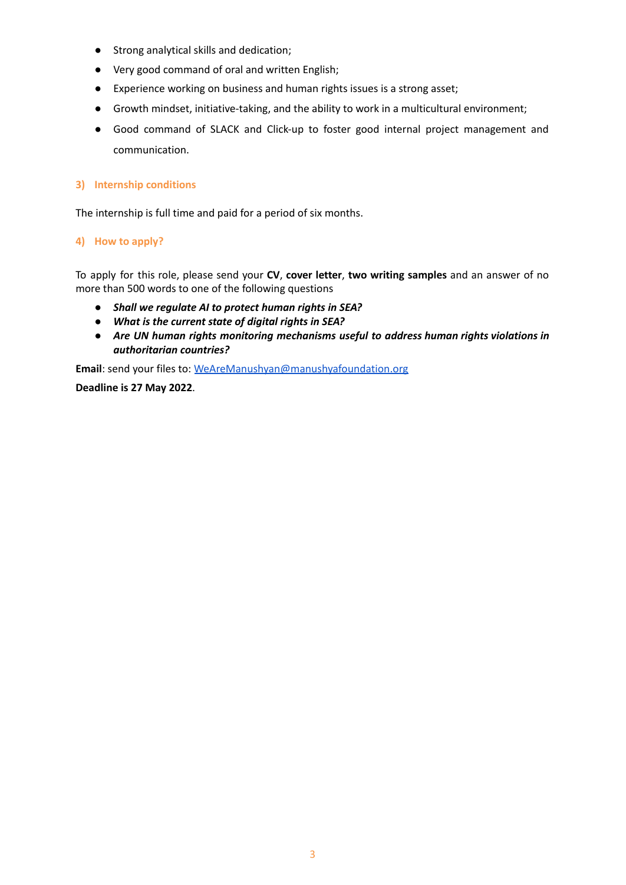- Strong analytical skills and dedication;
- Very good command of oral and written English;
- Experience working on business and human rights issues is a strong asset;
- Growth mindset, initiative-taking, and the ability to work in a multicultural environment;
- Good command of SLACK and Click-up to foster good internal project management and communication.

### 3) Internship conditions

The internship is full time and paid for a period of six months.

### 4) How to apply?

To apply for this role, please send your **CV**, **cover letter**, **two writing samples** and an answer of no more than 500 words to one of the following questions

- ***Shall we regulate AI to protect human rights in SEA?***
- ***What is the current state of digital rights in SEA?***
- ***Are UN human rights monitoring mechanisms useful to address human rights violations in authoritarian countries?***

**Email**: send your files to: WeAreManushyan@manushyafoundation.org

**Deadline is 27 May 2022**.